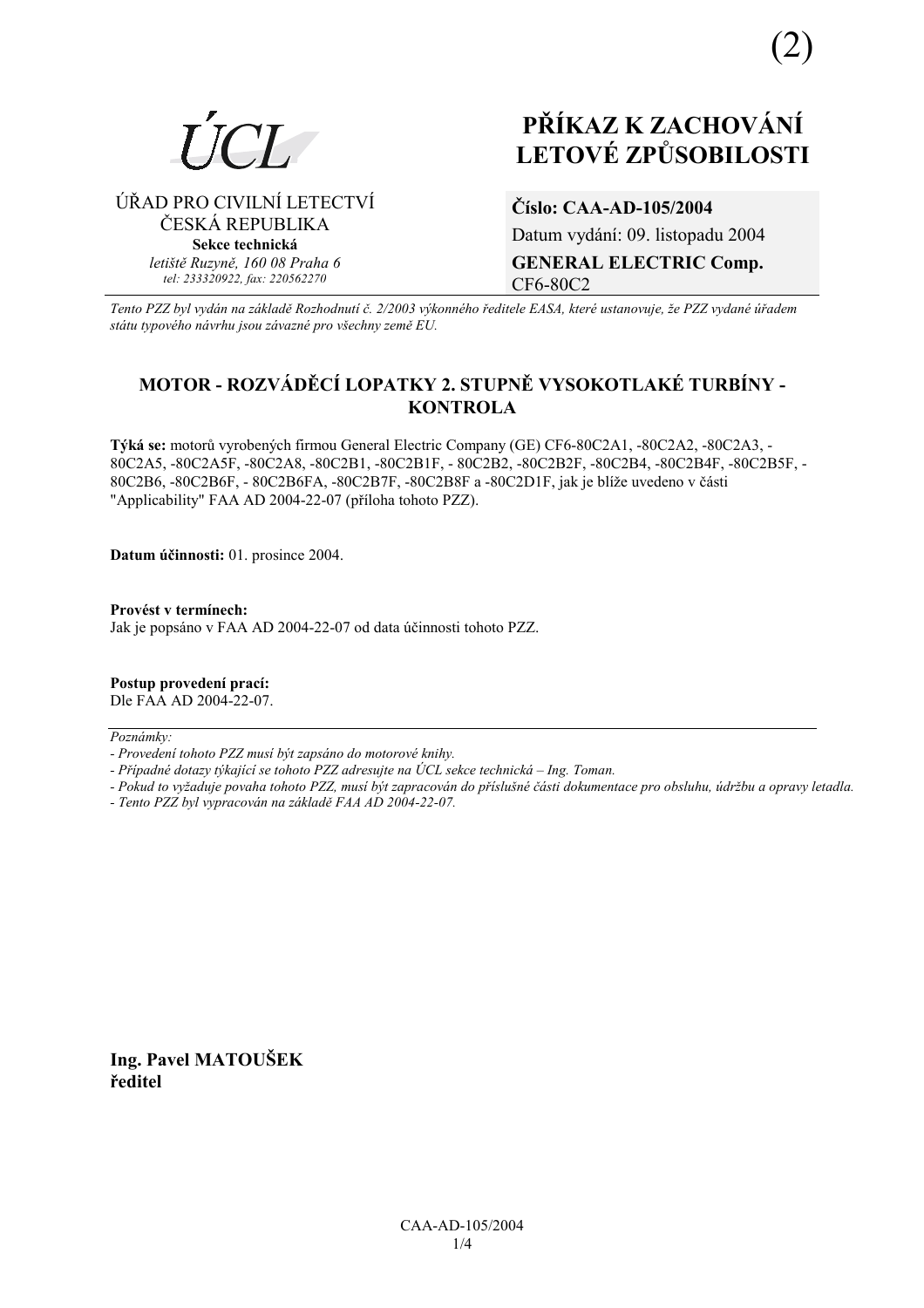(2)

ÚCL

ÚŘAD PRO CIVILNÍ LETECTVÍ
ČESKÁ REPUBLIKA
**Sekce technická**
*letiště Ruzyně, 160 08 Praha 6*
*tel: 233320922, fax: 220562270*

# PŘÍKAZ K ZACHOVÁNÍ LETOVÉ ZPŮSOBILOSTI

**Číslo: CAA-AD-105/2004**
Datum vydání: 09. listopadu 2004
**GENERAL ELECTRIC Comp.**
CF6-80C2

*Tento PZZ byl vydán na základě Rozhodnutí č. 2/2003 výkonného ředitele EASA, které ustanovuje, že PZZ vydané úřadem státu typového návrhu jsou závazné pro všechny země EU.*

## MOTOR - ROZVÁDĚCÍ LOPATKY 2. STUPNĚ VYSOKOTLAKÉ TURBÍNY - KONTROLA

**Týká se:** motorů vyrobených firmou General Electric Company (GE) CF6-80C2A1, -80C2A2, -80C2A3, -80C2A5, -80C2A5F, -80C2A8, -80C2B1, -80C2B1F, - 80C2B2, -80C2B2F, -80C2B4, -80C2B4F, -80C2B5F, -80C2B6, -80C2B6F, - 80C2B6FA, -80C2B7F, -80C2B8F a -80C2D1F, jak je blíže uvedeno v části "Applicability" FAA AD 2004-22-07 (příloha tohoto PZZ).

**Datum účinnosti:** 01. prosince 2004.

**Provést v termínech:**
Jak je popsáno v FAA AD 2004-22-07 od data účinnosti tohoto PZZ.

**Postup provedení prací:**
Dle FAA AD 2004-22-07.

*Poznámky:*
*- Provedení tohoto PZZ musí být zapsáno do motorové knihy.*
*- Případné dotazy týkající se tohoto PZZ adresujte na ÚCL sekce technická – Ing. Toman.*
*- Pokud to vyžaduje povaha tohoto PZZ, musí být zapracován do příslušné části dokumentace pro obsluhu, údržbu a opravy letadla.*
*- Tento PZZ byl vypracován na základě FAA AD 2004-22-07.*

**Ing. Pavel MATOUŠEK**
**ředitel**

CAA-AD-105/2004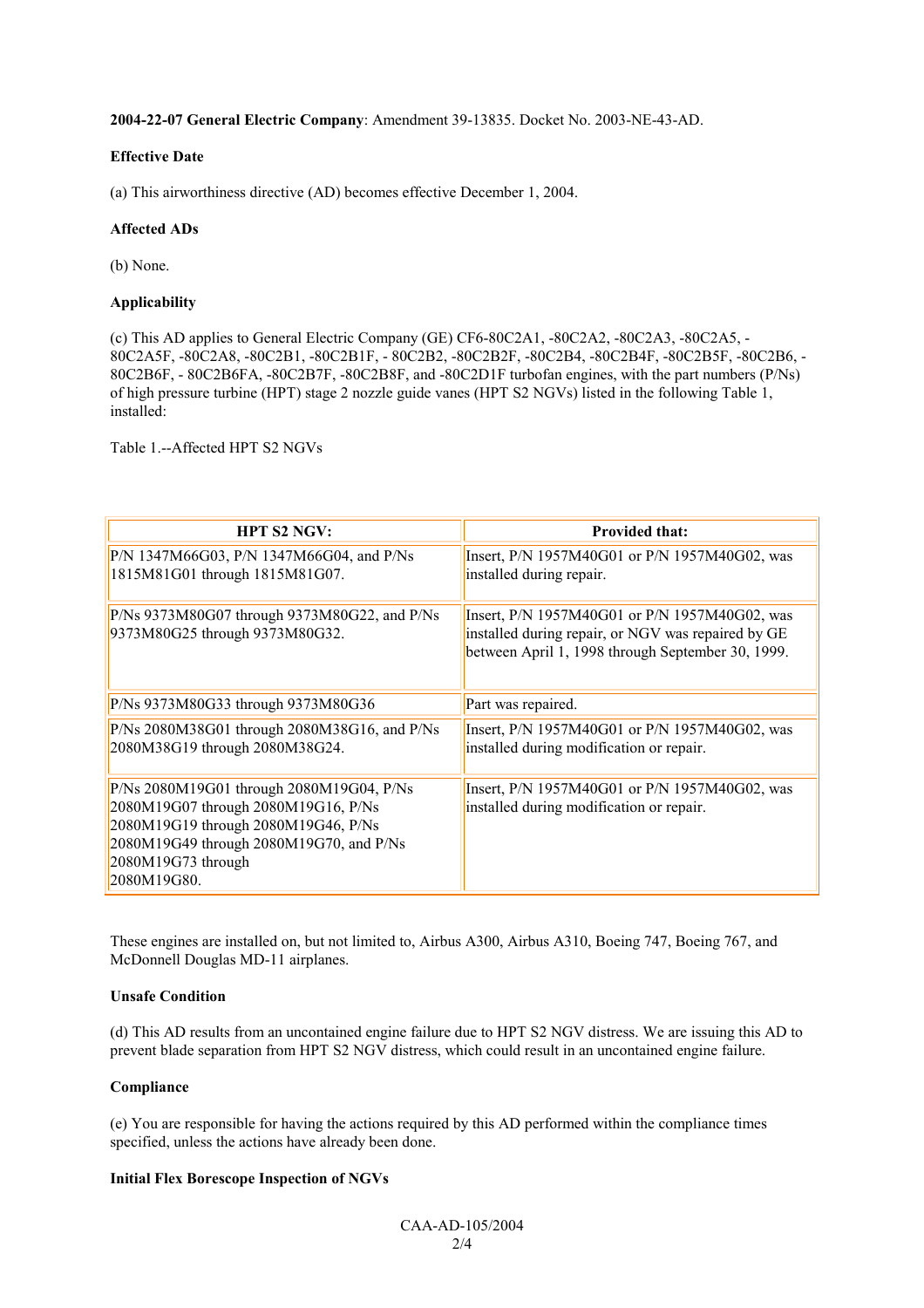**2004-22-07 General Electric Company**: Amendment 39-13835. Docket No. 2003-NE-43-AD.

**Effective Date**

(a) This airworthiness directive (AD) becomes effective December 1, 2004.

**Affected ADs**

(b) None.

**Applicability**

(c) This AD applies to General Electric Company (GE) CF6-80C2A1, -80C2A2, -80C2A3, -80C2A5, -80C2A5F, -80C2A8, -80C2B1, -80C2B1F, - 80C2B2, -80C2B2F, -80C2B4, -80C2B4F, -80C2B5F, -80C2B6, -80C2B6F, - 80C2B6FA, -80C2B7F, -80C2B8F, and -80C2D1F turbofan engines, with the part numbers (P/Ns) of high pressure turbine (HPT) stage 2 nozzle guide vanes (HPT S2 NGVs) listed in the following Table 1, installed:

Table 1.--Affected HPT S2 NGVs

| HPT S2 NGV: | Provided that: |
|---|---|
| P/N 1347M66G03, P/N 1347M66G04, and P/Ns 1815M81G01 through 1815M81G07. | Insert, P/N 1957M40G01 or P/N 1957M40G02, was installed during repair. |
| P/Ns 9373M80G07 through 9373M80G22, and P/Ns 9373M80G25 through 9373M80G32. | Insert, P/N 1957M40G01 or P/N 1957M40G02, was installed during repair, or NGV was repaired by GE between April 1, 1998 through September 30, 1999. |
| P/Ns 9373M80G33 through 9373M80G36 | Part was repaired. |
| P/Ns 2080M38G01 through 2080M38G16, and P/Ns 2080M38G19 through 2080M38G24. | Insert, P/N 1957M40G01 or P/N 1957M40G02, was installed during modification or repair. |
| P/Ns 2080M19G01 through 2080M19G04, P/Ns 2080M19G07 through 2080M19G16, P/Ns 2080M19G19 through 2080M19G46, P/Ns 2080M19G49 through 2080M19G70, and P/Ns 2080M19G73 through 2080M19G80. | Insert, P/N 1957M40G01 or P/N 1957M40G02, was installed during modification or repair. |

These engines are installed on, but not limited to, Airbus A300, Airbus A310, Boeing 747, Boeing 767, and McDonnell Douglas MD-11 airplanes.

**Unsafe Condition**

(d) This AD results from an uncontained engine failure due to HPT S2 NGV distress. We are issuing this AD to prevent blade separation from HPT S2 NGV distress, which could result in an uncontained engine failure.

**Compliance**

(e) You are responsible for having the actions required by this AD performed within the compliance times specified, unless the actions have already been done.

**Initial Flex Borescope Inspection of NGVs**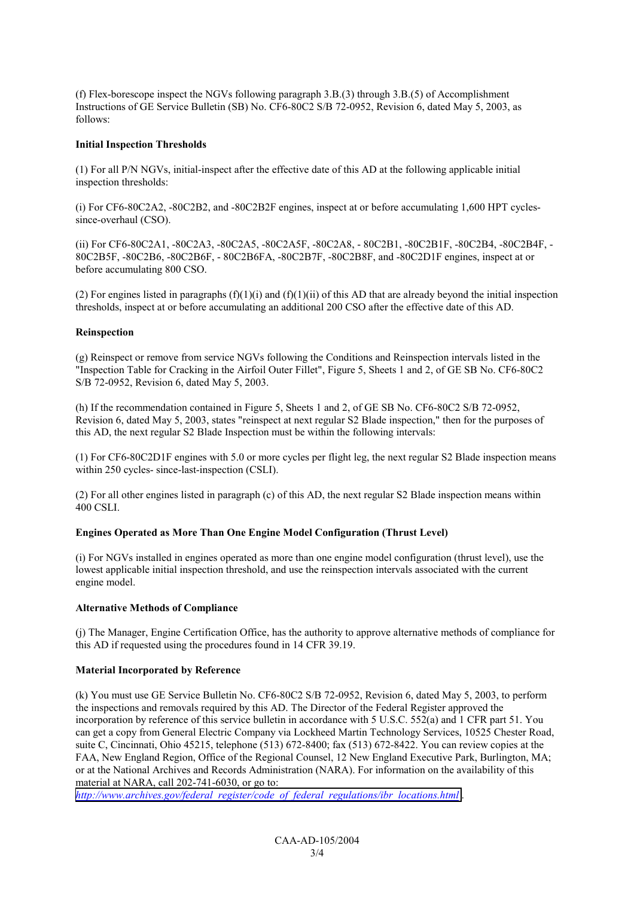(f) Flex-borescope inspect the NGVs following paragraph 3.B.(3) through 3.B.(5) of Accomplishment Instructions of GE Service Bulletin (SB) No. CF6-80C2 S/B 72-0952, Revision 6, dated May 5, 2003, as follows:

**Initial Inspection Thresholds**

(1) For all P/N NGVs, initial-inspect after the effective date of this AD at the following applicable initial inspection thresholds:

(i) For CF6-80C2A2, -80C2B2, and -80C2B2F engines, inspect at or before accumulating 1,600 HPT cycles-since-overhaul (CSO).

(ii) For CF6-80C2A1, -80C2A3, -80C2A5, -80C2A5F, -80C2A8, - 80C2B1, -80C2B1F, -80C2B4, -80C2B4F, -80C2B5F, -80C2B6, -80C2B6F, - 80C2B6FA, -80C2B7F, -80C2B8F, and -80C2D1F engines, inspect at or before accumulating 800 CSO.

(2) For engines listed in paragraphs (f)(1)(i) and (f)(1)(ii) of this AD that are already beyond the initial inspection thresholds, inspect at or before accumulating an additional 200 CSO after the effective date of this AD.

**Reinspection**

(g) Reinspect or remove from service NGVs following the Conditions and Reinspection intervals listed in the "Inspection Table for Cracking in the Airfoil Outer Fillet", Figure 5, Sheets 1 and 2, of GE SB No. CF6-80C2 S/B 72-0952, Revision 6, dated May 5, 2003.

(h) If the recommendation contained in Figure 5, Sheets 1 and 2, of GE SB No. CF6-80C2 S/B 72-0952, Revision 6, dated May 5, 2003, states "reinspect at next regular S2 Blade inspection," then for the purposes of this AD, the next regular S2 Blade Inspection must be within the following intervals:

(1) For CF6-80C2D1F engines with 5.0 or more cycles per flight leg, the next regular S2 Blade inspection means within 250 cycles- since-last-inspection (CSLI).

(2) For all other engines listed in paragraph (c) of this AD, the next regular S2 Blade inspection means within 400 CSLI.

**Engines Operated as More Than One Engine Model Configuration (Thrust Level)**

(i) For NGVs installed in engines operated as more than one engine model configuration (thrust level), use the lowest applicable initial inspection threshold, and use the reinspection intervals associated with the current engine model.

**Alternative Methods of Compliance**

(j) The Manager, Engine Certification Office, has the authority to approve alternative methods of compliance for this AD if requested using the procedures found in 14 CFR 39.19.

**Material Incorporated by Reference**

(k) You must use GE Service Bulletin No. CF6-80C2 S/B 72-0952, Revision 6, dated May 5, 2003, to perform the inspections and removals required by this AD. The Director of the Federal Register approved the incorporation by reference of this service bulletin in accordance with 5 U.S.C. 552(a) and 1 CFR part 51. You can get a copy from General Electric Company via Lockheed Martin Technology Services, 10525 Chester Road, suite C, Cincinnati, Ohio 45215, telephone (513) 672-8400; fax (513) 672-8422. You can review copies at the FAA, New England Region, Office of the Regional Counsel, 12 New England Executive Park, Burlington, MA; or at the National Archives and Records Administration (NARA). For information on the availability of this material at NARA, call 202-741-6030, or go to: http://www.archives.gov/federal_register/code_of_federal_regulations/ibr_locations.html.

CAA-AD-105/2004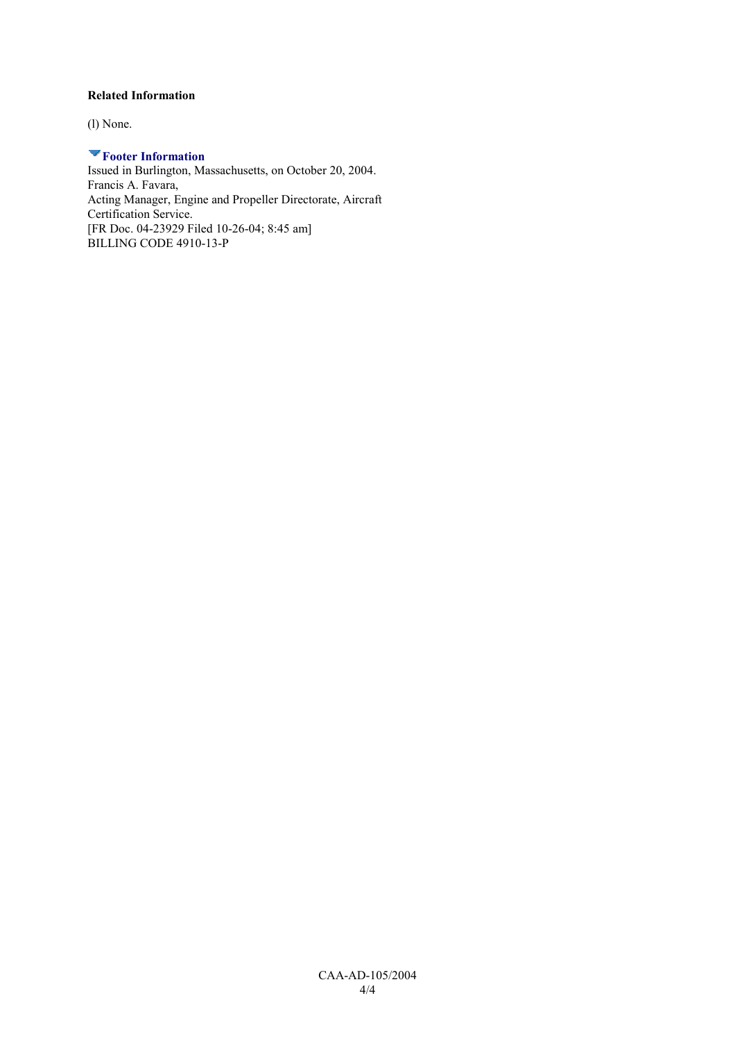**Related Information**

(l) None.

**Footer Information**

Issued in Burlington, Massachusetts, on October 20, 2004.
Francis A. Favara,
Acting Manager, Engine and Propeller Directorate, Aircraft Certification Service.
[FR Doc. 04-23929 Filed 10-26-04; 8:45 am]
BILLING CODE 4910-13-P